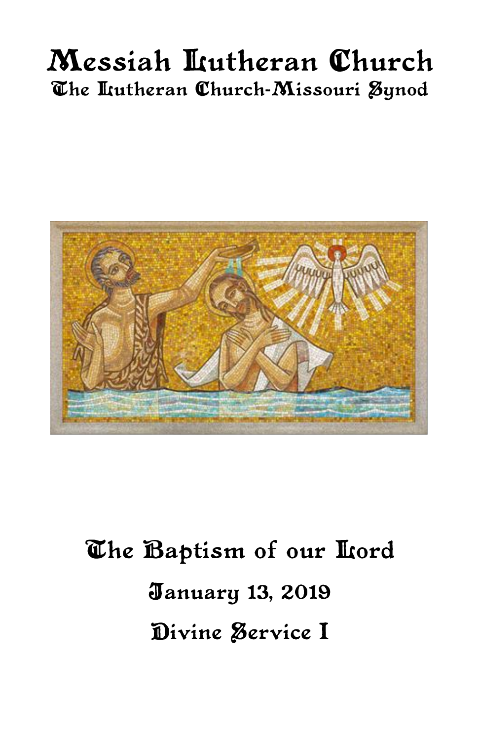# Messiah Lutheran Church

## The Lutheran Church-Missouri Synod

# The Baptism of our Lord

## January 13, 2019

## Divine Service I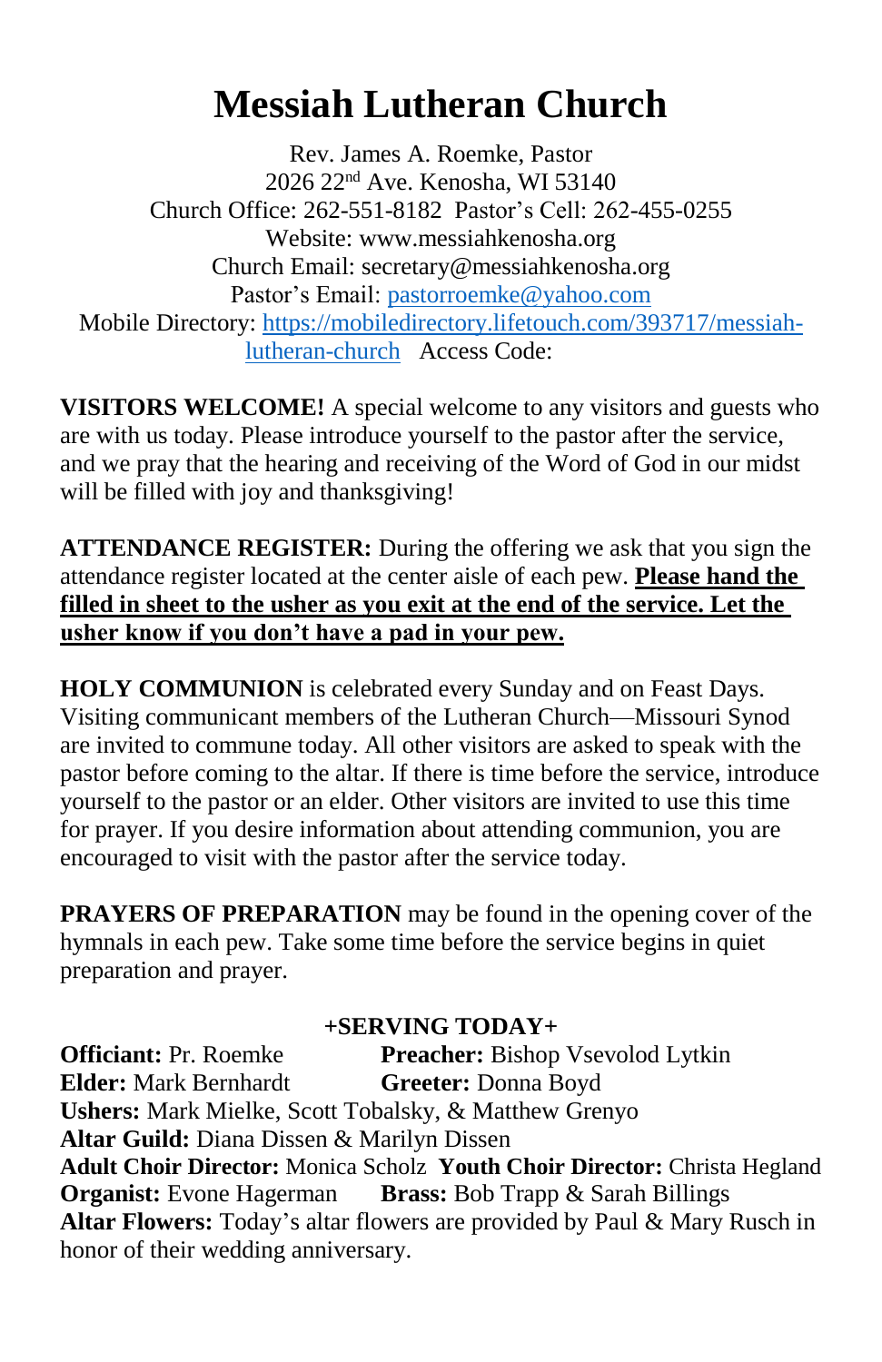# Messiah Lutheran Church

Rev. James A. Roemke, Pastor
2026 22nd Ave. Kenosha, WI 53140
Church Office: 262-551-8182  Pastor's Cell: 262-455-0255
Website: www.messiahkenosha.org
Church Email: secretary@messiahkenosha.org
Pastor's Email: pastorroemke@yahoo.com
Mobile Directory: https://mobiledirectory.lifetouch.com/393717/messiah-lutheran-church  Access Code:

**VISITORS WELCOME!** A special welcome to any visitors and guests who are with us today. Please introduce yourself to the pastor after the service, and we pray that the hearing and receiving of the Word of God in our midst will be filled with joy and thanksgiving!

**ATTENDANCE REGISTER:** During the offering we ask that you sign the attendance register located at the center aisle of each pew. **Please hand the filled in sheet to the usher as you exit at the end of the service. Let the usher know if you don't have a pad in your pew.**

**HOLY COMMUNION** is celebrated every Sunday and on Feast Days. Visiting communicant members of the Lutheran Church—Missouri Synod are invited to commune today. All other visitors are asked to speak with the pastor before coming to the altar. If there is time before the service, introduce yourself to the pastor or an elder. Other visitors are invited to use this time for prayer. If you desire information about attending communion, you are encouraged to visit with the pastor after the service today.

**PRAYERS OF PREPARATION** may be found in the opening cover of the hymnals in each pew. Take some time before the service begins in quiet preparation and prayer.

**+SERVING TODAY+**

**Officiant:** Pr. Roemke  **Preacher:** Bishop Vsevolod Lytkin
**Elder:** Mark Bernhardt  **Greeter:** Donna Boyd
**Ushers:** Mark Mielke, Scott Tobalsky, & Matthew Grenyo
**Altar Guild:** Diana Dissen & Marilyn Dissen
**Adult Choir Director:** Monica Scholz  **Youth Choir Director:** Christa Hegland
**Organist:** Evone Hagerman  **Brass:** Bob Trapp & Sarah Billings
**Altar Flowers:** Today's altar flowers are provided by Paul & Mary Rusch in honor of their wedding anniversary.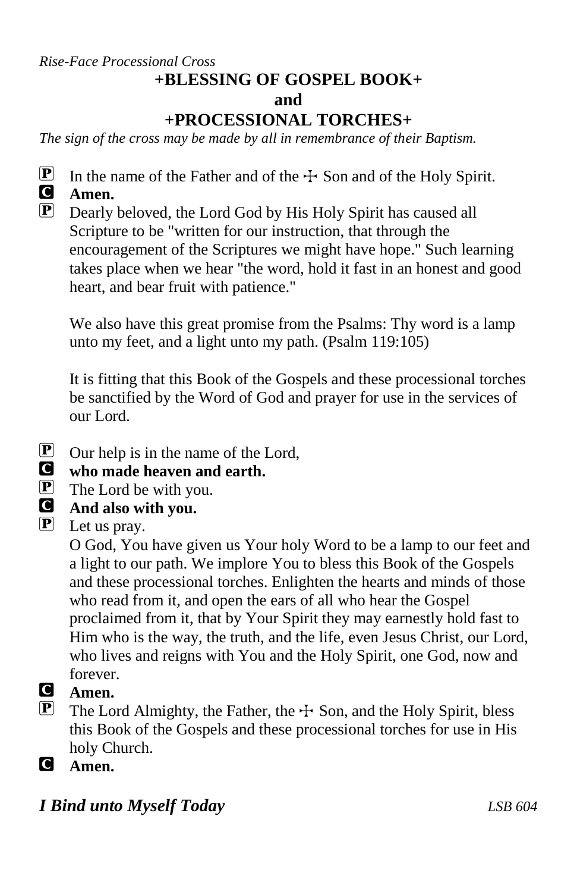*Rise-Face Processional Cross*

## +BLESSING OF GOSPEL BOOK+
## and
## +PROCESSIONAL TORCHES+

*The sign of the cross may be made by all in remembrance of their Baptism.*

P In the name of the Father and of the ☩ Son and of the Holy Spirit.
C **Amen.**
P Dearly beloved, the Lord God by His Holy Spirit has caused all Scripture to be "written for our instruction, that through the encouragement of the Scriptures we might have hope." Such learning takes place when we hear "the word, hold it fast in an honest and good heart, and bear fruit with patience."

We also have this great promise from the Psalms: Thy word is a lamp unto my feet, and a light unto my path. (Psalm 119:105)

It is fitting that this Book of the Gospels and these processional torches be sanctified by the Word of God and prayer for use in the services of our Lord.

P Our help is in the name of the Lord,
C **who made heaven and earth.**
P The Lord be with you.
C **And also with you.**
P Let us pray.
O God, You have given us Your holy Word to be a lamp to our feet and a light to our path. We implore You to bless this Book of the Gospels and these processional torches. Enlighten the hearts and minds of those who read from it, and open the ears of all who hear the Gospel proclaimed from it, that by Your Spirit they may earnestly hold fast to Him who is the way, the truth, and the life, even Jesus Christ, our Lord, who lives and reigns with You and the Holy Spirit, one God, now and forever.
C **Amen.**
P The Lord Almighty, the Father, the ☩ Son, and the Holy Spirit, bless this Book of the Gospels and these processional torches for use in His holy Church.
C **Amen.**

***I Bind unto Myself Today*** *LSB 604*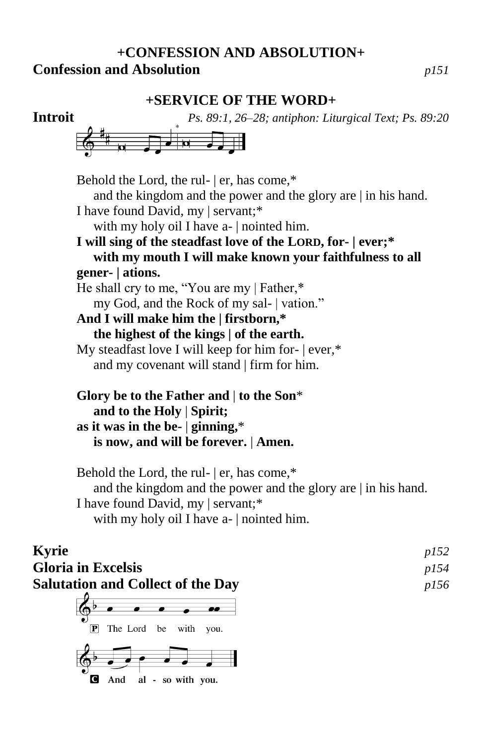### +CONFESSION AND ABSOLUTION+

**Confession and Absolution** *p151*

### +SERVICE OF THE WORD+

**Introit** *Ps. 89:1, 26–28; antiphon: Liturgical Text; Ps. 89:20*

Behold the Lord, the rul- | er, has come,*
and the kingdom and the power and the glory are | in his hand.
I have found David, my | servant;*
with my holy oil I have a- | nointed him.
**I will sing of the steadfast love of the LORD, for- | ever;***
**with my mouth I will make known your faithfulness to all gener- | ations.**
He shall cry to me, "You are my | Father,*
my God, and the Rock of my sal- | vation."
**And I will make him the | firstborn,***
**the highest of the kings | of the earth.**
My steadfast love I will keep for him for- | ever,*
and my covenant will stand | firm for him.

**Glory be to the Father and | to the Son***
**and to the Holy | Spirit;**
**as it was in the be- | ginning,***
**is now, and will be forever. | Amen.**

Behold the Lord, the rul- | er, has come,*
and the kingdom and the power and the glory are | in his hand.
I have found David, my | servant;*
with my holy oil I have a- | nointed him.

**Kyrie** *p152*

**Gloria in Excelsis** *p154*

**Salutation and Collect of the Day** *p156*

P The Lord be with you.

C **And also with you.**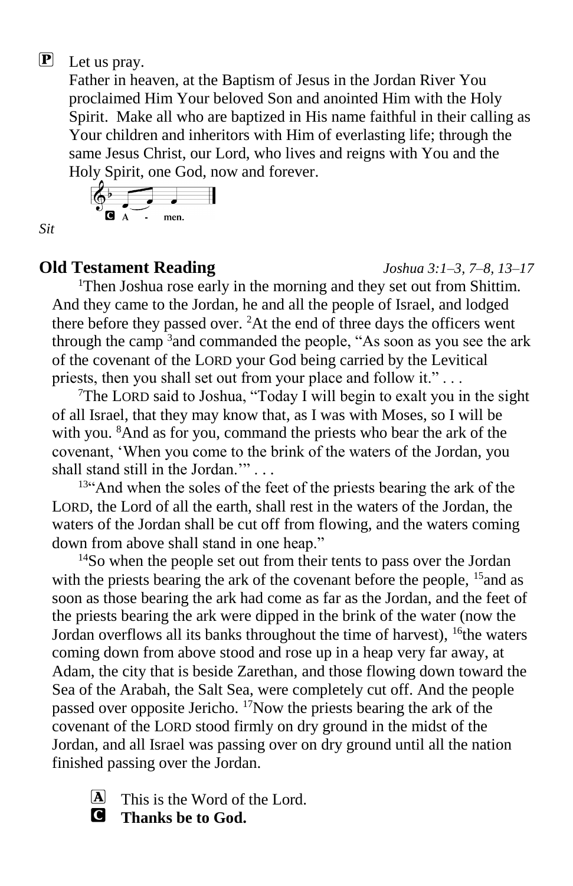**P** Let us pray.

Father in heaven, at the Baptism of Jesus in the Jordan River You proclaimed Him Your beloved Son and anointed Him with the Holy Spirit. Make all who are baptized in His name faithful in their calling as Your children and inheritors with Him of everlasting life; through the same Jesus Christ, our Lord, who lives and reigns with You and the Holy Spirit, one God, now and forever.

**C** A - men.

*Sit*

## Old Testament Reading *Joshua 3:1–3, 7–8, 13–17*

[1]Then Joshua rose early in the morning and they set out from Shittim. And they came to the Jordan, he and all the people of Israel, and lodged there before they passed over. [2]At the end of three days the officers went through the camp [3]and commanded the people, "As soon as you see the ark of the covenant of the LORD your God being carried by the Levitical priests, then you shall set out from your place and follow it." . . .

[7]The LORD said to Joshua, "Today I will begin to exalt you in the sight of all Israel, that they may know that, as I was with Moses, so I will be with you. [8]And as for you, command the priests who bear the ark of the covenant, 'When you come to the brink of the waters of the Jordan, you shall stand still in the Jordan.'" . . .

[13]"And when the soles of the feet of the priests bearing the ark of the LORD, the Lord of all the earth, shall rest in the waters of the Jordan, the waters of the Jordan shall be cut off from flowing, and the waters coming down from above shall stand in one heap."

[14]So when the people set out from their tents to pass over the Jordan with the priests bearing the ark of the covenant before the people, [15]and as soon as those bearing the ark had come as far as the Jordan, and the feet of the priests bearing the ark were dipped in the brink of the water (now the Jordan overflows all its banks throughout the time of harvest), [16]the waters coming down from above stood and rose up in a heap very far away, at Adam, the city that is beside Zarethan, and those flowing down toward the Sea of the Arabah, the Salt Sea, were completely cut off. And the people passed over opposite Jericho. [17]Now the priests bearing the ark of the covenant of the LORD stood firmly on dry ground in the midst of the Jordan, and all Israel was passing over on dry ground until all the nation finished passing over the Jordan.

**A** This is the Word of the Lord.

**C** **Thanks be to God.**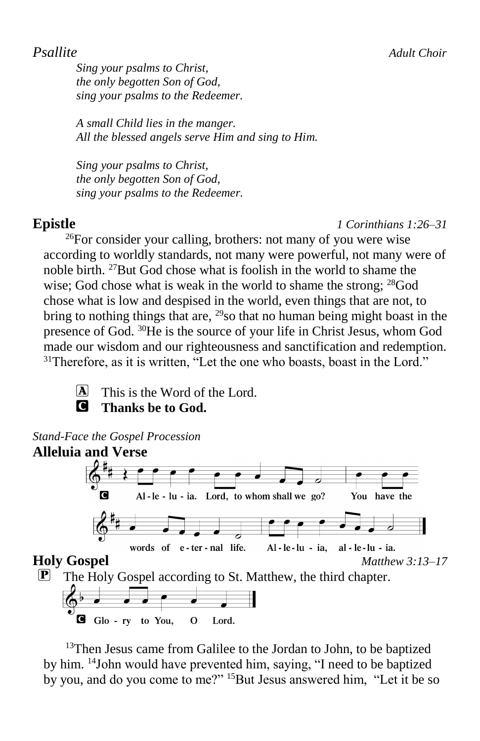*Psallite* *Adult Choir*

*Sing your psalms to Christ,*
*the only begotten Son of God,*
*sing your psalms to the Redeemer.*

*A small Child lies in the manger.*
*All the blessed angels serve Him and sing to Him.*

*Sing your psalms to Christ,*
*the only begotten Son of God,*
*sing your psalms to the Redeemer.*

**Epistle** *1 Corinthians 1:26–31*

[26]For consider your calling, brothers: not many of you were wise according to worldly standards, not many were powerful, not many were of noble birth. [27]But God chose what is foolish in the world to shame the wise; God chose what is weak in the world to shame the strong; [28]God chose what is low and despised in the world, even things that are not, to bring to nothing things that are, [29]so that no human being might boast in the presence of God. [30]He is the source of your life in Christ Jesus, whom God made our wisdom and our righteousness and sanctification and redemption. [31]Therefore, as it is written, "Let the one who boasts, boast in the Lord."

A This is the Word of the Lord.
C **Thanks be to God.**

*Stand-Face the Gospel Procession*

**Alleluia and Verse**

C Al-le-lu-ia. Lord, to whom shall we go? You have the words of e-ter-nal life. Al-le-lu-ia, al-le-lu-ia.

**Holy Gospel** *Matthew 3:13–17*

P The Holy Gospel according to St. Matthew, the third chapter.

C Glo-ry to You, O Lord.

[13]Then Jesus came from Galilee to the Jordan to John, to be baptized by him. [14]John would have prevented him, saying, "I need to be baptized by you, and do you come to me?" [15]But Jesus answered him, "Let it be so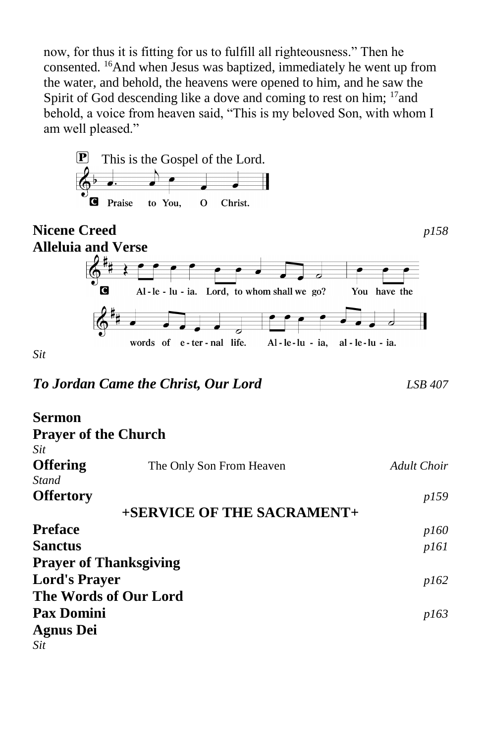now, for thus it is fitting for us to fulfill all righteousness." Then he consented. [16]And when Jesus was baptized, immediately he went up from the water, and behold, the heavens were opened to him, and he saw the Spirit of God descending like a dove and coming to rest on him; [17]and behold, a voice from heaven said, "This is my beloved Son, with whom I am well pleased."

**P** This is the Gospel of the Lord.

**C** Praise to You, O Christ.

**Nicene Creed** *p158*

**Alleluia and Verse**

**C** Alleluia. Lord, to whom shall we go? You have the words of eternal life. Alleluia, alleluia.

*Sit*

***To Jordan Came the Christ, Our Lord*** *LSB 407*

**Sermon**

**Prayer of the Church**

*Sit*

**Offering** The Only Son From Heaven *Adult Choir*

*Stand*

**Offertory** *p159*

**+SERVICE OF THE SACRAMENT+**

**Preface** *p160*

**Sanctus** *p161*

**Prayer of Thanksgiving**

**Lord's Prayer** *p162*

**The Words of Our Lord**

**Pax Domini** *p163*

**Agnus Dei**

*Sit*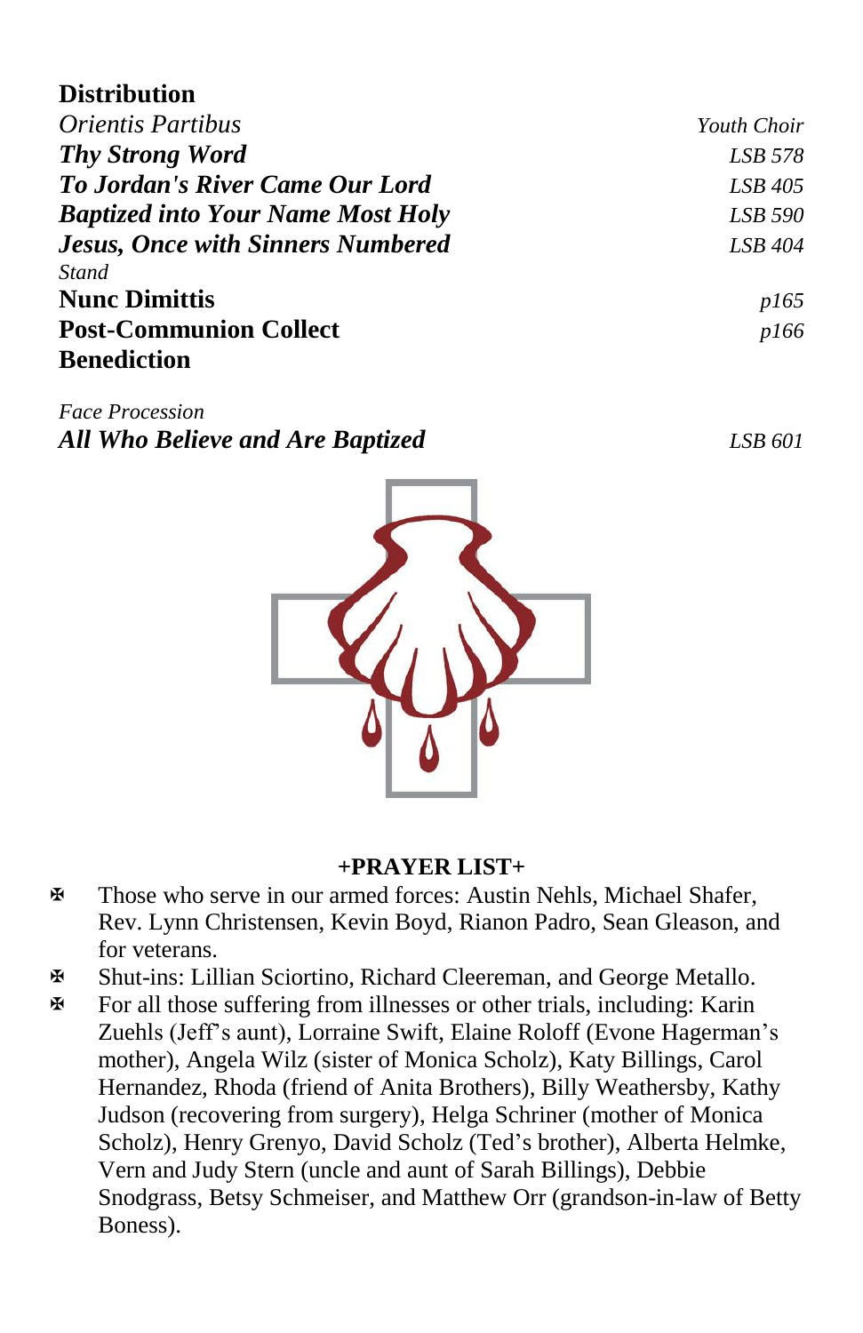**Distribution**

*Orientis Partibus* — *Youth Choir*

***Thy Strong Word*** — *LSB 578*

***To Jordan's River Came Our Lord*** — *LSB 405*

***Baptized into Your Name Most Holy*** — *LSB 590*

***Jesus, Once with Sinners Numbered*** — *LSB 404*

*Stand*

**Nunc Dimittis** — *p165*

**Post-Communion Collect** — *p166*

**Benediction**

*Face Procession*

***All Who Believe and Are Baptized*** — *LSB 601*

**+PRAYER LIST+**

- ✠ Those who serve in our armed forces: Austin Nehls, Michael Shafer, Rev. Lynn Christensen, Kevin Boyd, Rianon Padro, Sean Gleason, and for veterans.
- ✠ Shut-ins: Lillian Sciortino, Richard Cleereman, and George Metallo.
- ✠ For all those suffering from illnesses or other trials, including: Karin Zuehls (Jeff's aunt), Lorraine Swift, Elaine Roloff (Evone Hagerman's mother), Angela Wilz (sister of Monica Scholz), Katy Billings, Carol Hernandez, Rhoda (friend of Anita Brothers), Billy Weathersby, Kathy Judson (recovering from surgery), Helga Schriner (mother of Monica Scholz), Henry Grenyo, David Scholz (Ted's brother), Alberta Helmke, Vern and Judy Stern (uncle and aunt of Sarah Billings), Debbie Snodgrass, Betsy Schmeiser, and Matthew Orr (grandson-in-law of Betty Boness).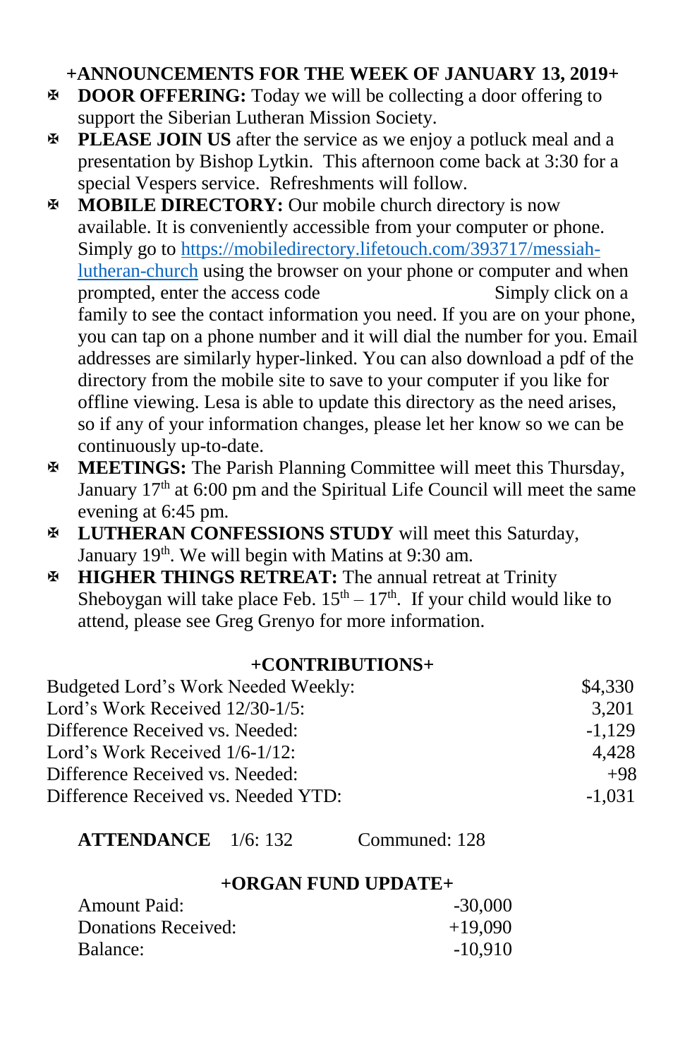## +ANNOUNCEMENTS FOR THE WEEK OF JANUARY 13, 2019+

- ✠ **DOOR OFFERING:** Today we will be collecting a door offering to support the Siberian Lutheran Mission Society.
- ✠ **PLEASE JOIN US** after the service as we enjoy a potluck meal and a presentation by Bishop Lytkin. This afternoon come back at 3:30 for a special Vespers service. Refreshments will follow.
- ✠ **MOBILE DIRECTORY:** Our mobile church directory is now available. It is conveniently accessible from your computer or phone. Simply go to [https://mobiledirectory.lifetouch.com/393717/messiah-lutheran-church](https://mobiledirectory.lifetouch.com/393717/messiah-lutheran-church) using the browser on your phone or computer and when prompted, enter the access code Simply click on a family to see the contact information you need. If you are on your phone, you can tap on a phone number and it will dial the number for you. Email addresses are similarly hyper-linked. You can also download a pdf of the directory from the mobile site to save to your computer if you like for offline viewing. Lesa is able to update this directory as the need arises, so if any of your information changes, please let her know so we can be continuously up-to-date.
- ✠ **MEETINGS:** The Parish Planning Committee will meet this Thursday, January 17th at 6:00 pm and the Spiritual Life Council will meet the same evening at 6:45 pm.
- ✠ **LUTHERAN CONFESSIONS STUDY** will meet this Saturday, January 19th. We will begin with Matins at 9:30 am.
- ✠ **HIGHER THINGS RETREAT:** The annual retreat at Trinity Sheboygan will take place Feb. 15th – 17th. If your child would like to attend, please see Greg Grenyo for more information.

## +CONTRIBUTIONS+

| | |
|---|---|
| Budgeted Lord's Work Needed Weekly: | $4,330 |
| Lord's Work Received 12/30-1/5: | 3,201 |
| Difference Received vs. Needed: | -1,129 |
| Lord's Work Received 1/6-1/12: | 4,428 |
| Difference Received vs. Needed: | +98 |
| Difference Received vs. Needed YTD: | -1,031 |

**ATTENDANCE** 1/6: 132 Communed: 128

## +ORGAN FUND UPDATE+

| | |
|---|---|
| Amount Paid: | -30,000 |
| Donations Received: | +19,090 |
| Balance: | -10,910 |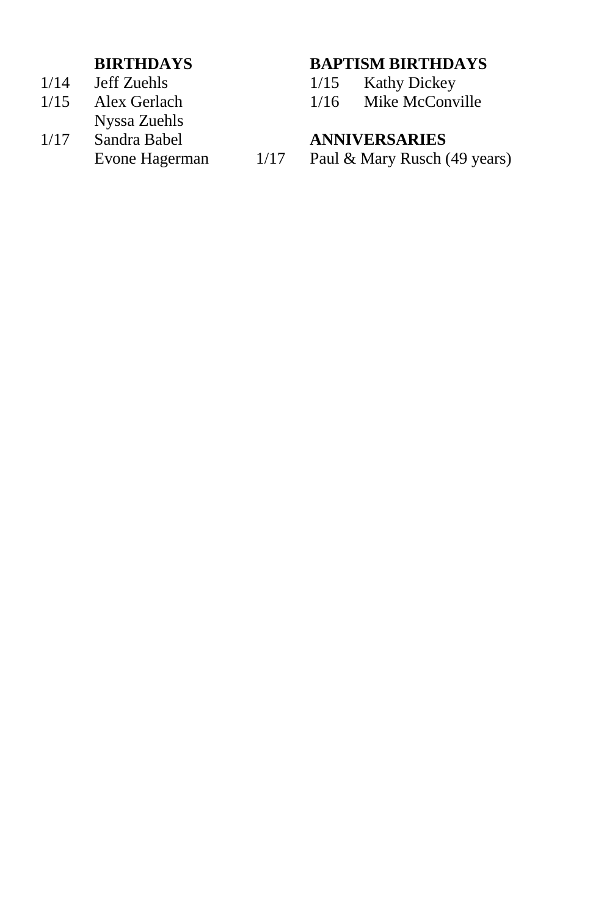## BIRTHDAYS

| | |
|---|---|
| 1/14 | Jeff Zuehls |
| 1/15 | Alex Gerlach |
| | Nyssa Zuehls |
| 1/17 | Sandra Babel |
| | Evone Hagerman |

## BAPTISM BIRTHDAYS

| | |
|---|---|
| 1/15 | Kathy Dickey |
| 1/16 | Mike McConville |

## ANNIVERSARIES

| | |
|---|---|
| 1/17 | Paul & Mary Rusch (49 years) |